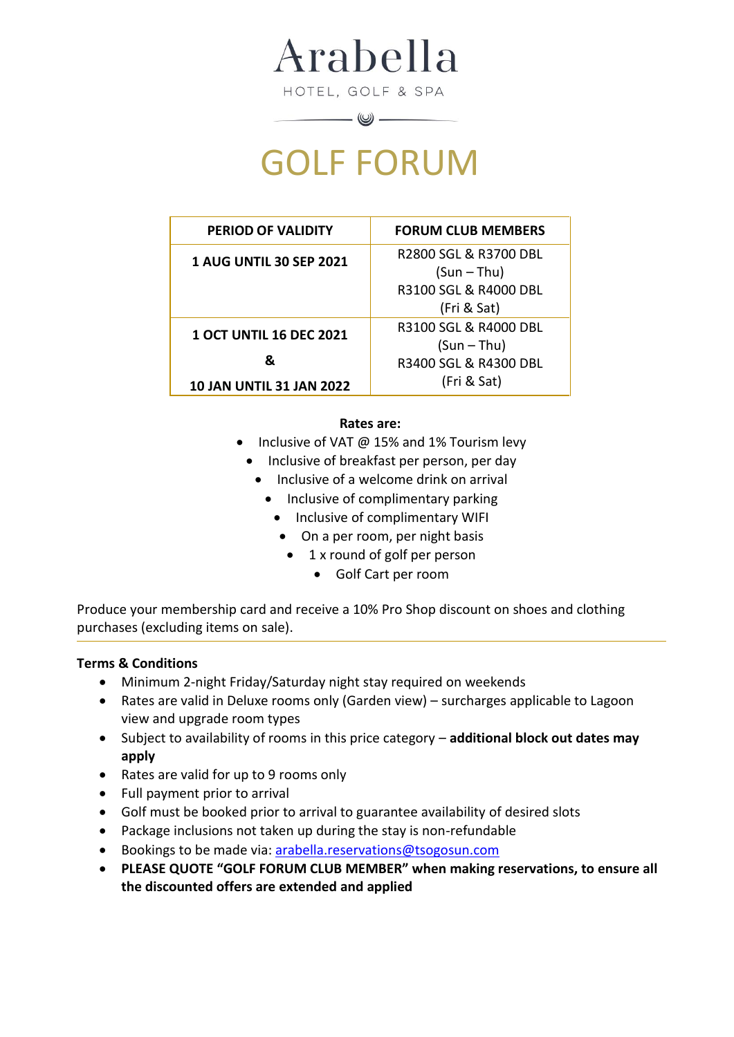# Arabella

HOTEL, GOLF & SPA

# GOLF FORUM

| PERIOD OF VALIDITY | FORUM CLUB MEMBERS |
|---|---|
| **1 AUG UNTIL 30 SEP 2021** | R2800 SGL & R3700 DBL (Sun – Thu) R3100 SGL & R4000 DBL (Fri & Sat) |
| **1 OCT UNTIL 16 DEC 2021 & 10 JAN UNTIL 31 JAN 2022** | R3100 SGL & R4000 DBL (Sun – Thu) R3400 SGL & R4300 DBL (Fri & Sat) |

**Rates are:**

- Inclusive of VAT @ 15% and 1% Tourism levy
- Inclusive of breakfast per person, per day
- Inclusive of a welcome drink on arrival
- Inclusive of complimentary parking
- Inclusive of complimentary WIFI
- On a per room, per night basis
- 1 x round of golf per person
- Golf Cart per room

Produce your membership card and receive a 10% Pro Shop discount on shoes and clothing purchases (excluding items on sale).

---

**Terms & Conditions**

- Minimum 2-night Friday/Saturday night stay required on weekends
- Rates are valid in Deluxe rooms only (Garden view) – surcharges applicable to Lagoon view and upgrade room types
- Subject to availability of rooms in this price category – **additional block out dates may apply**
- Rates are valid for up to 9 rooms only
- Full payment prior to arrival
- Golf must be booked prior to arrival to guarantee availability of desired slots
- Package inclusions not taken up during the stay is non-refundable
- Bookings to be made via: arabella.reservations@tsogosun.com
- **PLEASE QUOTE "GOLF FORUM CLUB MEMBER" when making reservations, to ensure all the discounted offers are extended and applied**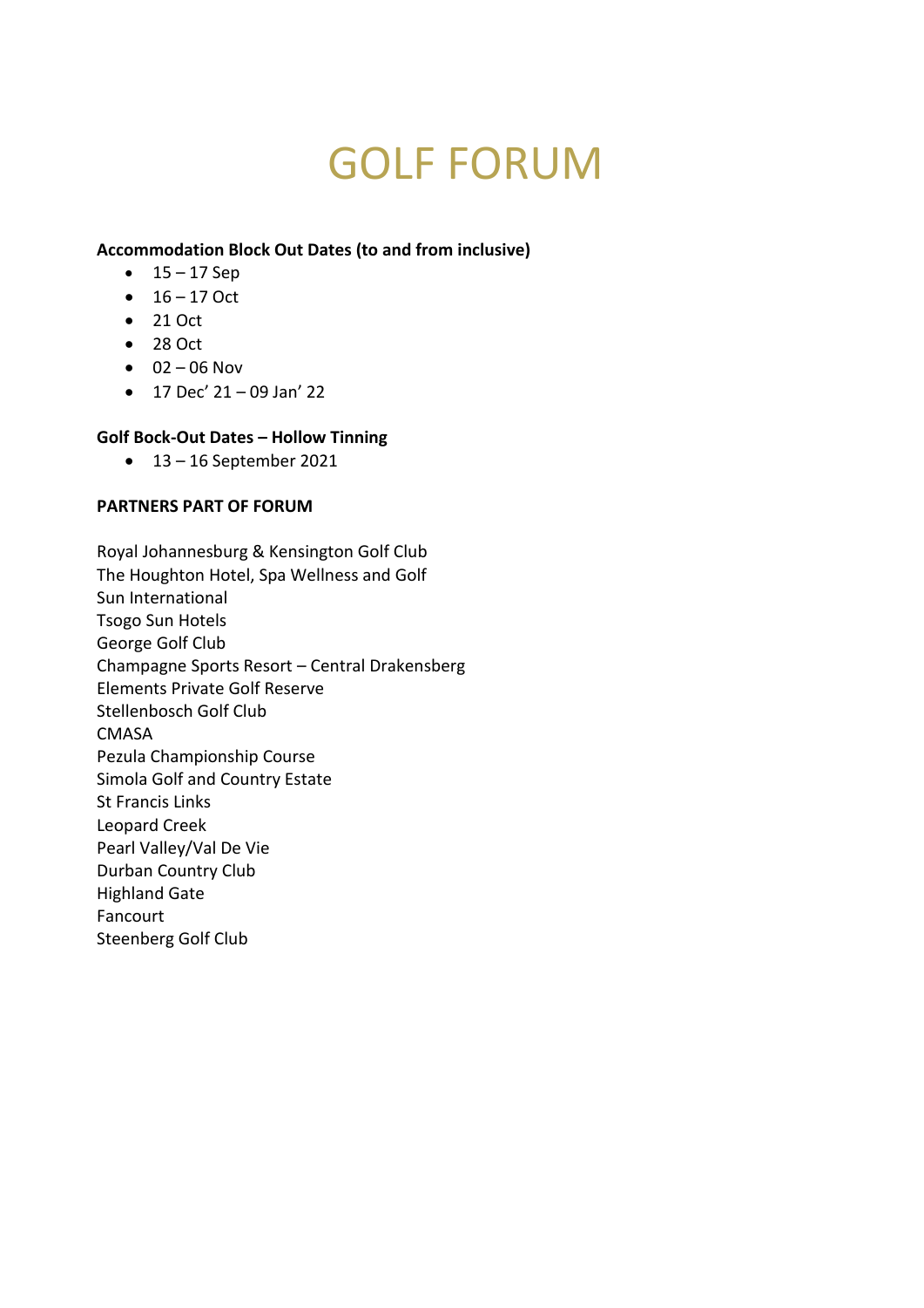# GOLF FORUM

**Accommodation Block Out Dates (to and from inclusive)**

- 15 – 17 Sep
- 16 – 17 Oct
- 21 Oct
- 28 Oct
- 02 – 06 Nov
- 17 Dec' 21 – 09 Jan' 22

**Golf Bock-Out Dates – Hollow Tinning**

- 13 – 16 September 2021

**PARTNERS PART OF FORUM**

Royal Johannesburg & Kensington Golf Club
The Houghton Hotel, Spa Wellness and Golf
Sun International
Tsogo Sun Hotels
George Golf Club
Champagne Sports Resort – Central Drakensberg
Elements Private Golf Reserve
Stellenbosch Golf Club
CMASA
Pezula Championship Course
Simola Golf and Country Estate
St Francis Links
Leopard Creek
Pearl Valley/Val De Vie
Durban Country Club
Highland Gate
Fancourt
Steenberg Golf Club